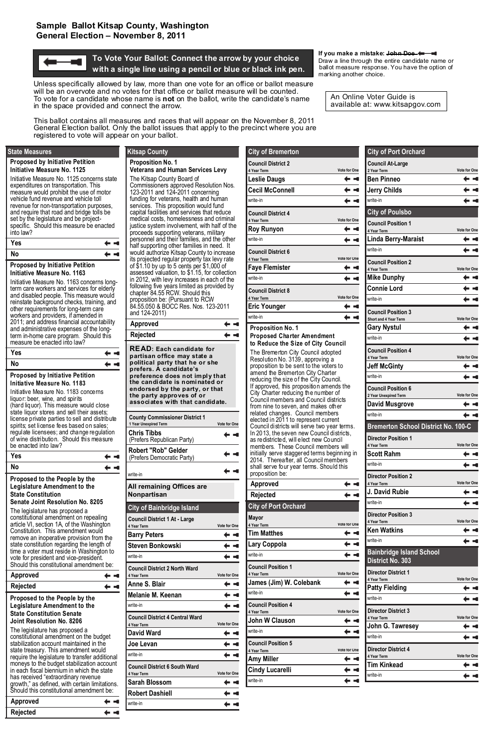# Sample Ballot Kitsap County, Washington
## General Election – November 8, 2011

**To Vote Your Ballot: Connect the arrow by your choice with a single line using a pencil or blue or black ink pen.**

**If you make a mistake:** ~~John Doe~~ Draw a line through the entire candidate name or ballot measure response. You have the option of marking another choice.

Unless specifically allowed by law, more than one vote for an office or ballot measure will be an overvote and no votes for that office or ballot measure will be counted. To vote for a candidate whose name is **not** on the ballot, write the candidate's name in the space provided and connect the arrow.

An Online Voter Guide is available at: www.kitsapgov.com

This ballot contains all measures and races that will appear on the November 8, 2011 General Election ballot. Only the ballot issues that apply to the precinct where you are registered to vote will appear on your ballot.

## State Measures

### Proposed by Initiative Petition Initiative Measure No. 1125

Initiative Measure No. 1125 concerns state expenditures on transportation. This measure would prohibit the use of motor vehicle fund revenue and vehicle toll revenue for non-transportation purposes, and require that road and bridge tolls be set by the legislature and be project-specific. Should this measure be enacted into law?

- Yes
- No

### Proposed by Initiative Petition Initiative Measure No. 1163

Initiative Measure No. 1163 concerns long-term care workers and services for elderly and disabled people. This measure would reinstate background checks, training, and other requirements for long-term care workers and providers, if amended in 2011; and address financial accountability and administrative expenses of the long-term in-home care program. Should this measure be enacted into law?

- Yes
- No

### Proposed by Initiative Petition Initiative Measure No. 1183

Initiative Measure No. 1183 concerns liquor: beer, wine, and spirits (hard liquor). This measure would close state liquor stores and sell their assets; license private parties to sell and distribute spirits; set license fees based on sales; regulate licensees; and change regulation of wine distribution. Should this measure be enacted into law?

- Yes
- No

### Proposed to the People by the Legislature Amendment to the State Constitution Senate Joint Resolution No. 8205

The legislature has proposed a constitutional amendment on repealing article VI, section 1A, of the Washington Constitution. This amendment would remove an inoperative provision from the state constitution regarding the length of time a voter must reside in Washington to vote for president and vice-president. Should this constitutional amendment be:

- Approved
- Rejected

### Proposed to the People by the Legislature Amendment to the State Constitution Senate Joint Resolution No. 8206

The legislature has proposed a constitutional amendment on the budget stabilization account maintained in the state treasury. This amendment would require the legislature to transfer additional moneys to the budget stabilization account in each fiscal biennium in which the state has received "extraordinary revenue growth," as defined, with certain limitations. Should this constitutional amendment be:

- Approved
- Rejected

## Kitsap County

### Proposition No. 1 Veterans and Human Services Levy

The Kitsap County Board of Commissioners approved Resolution Nos. 123-2011 and 124-2011 concerning funding for veterans, health and human services. This proposition would fund capital facilities and services that reduce medical costs, homelessness and criminal justice system involvement, with half of the proceeds supporting veterans, military personnel and their families, and the other half supporting other families in need. It would authorize Kitsap County to increase its projected regular property tax levy rate of $1.10 by up to 5 cents per $1,000 of assessed valuation, to $1.15, for collection in 2012, with levy increases in each of the following five years limited as provided by chapter 84.55 RCW. Should this proposition be: (Pursuant to RCW 84.55.050 & BOCC Res. Nos. 123-2011 and 124-2011)

- Approved
- Rejected

**READ: Each candidate for partisan office may state a political party that he or she prefers. A candidate's preference does not imply that the candidate is nominated or endorsed by the party, or that the party approves of or associates with that candidate.**

### County Commissioner District 1
1 Year Unexpired Term — Vote for One

- Chris Tibbs (Prefers Republican Party)
- Robert "Rob" Gelder (Prefers Democratic Party)
- write-in

**All remaining Offices are Nonpartisan**

## City of Bainbridge Island

### Council District 1 At - Large
4 Year Term — Vote for One

- Barry Peters
- Steven Bonkowski
- write-in

### Council District 2 North Ward
4 Year Term — Vote for One

- Anne S. Blair
- Melanie M. Keenan
- write-in

### Council District 4 Central Ward
4 Year Term — Vote for One

- David Ward
- Joe Levan
- write-in

### Council District 6 South Ward
4 Year Term — Vote for One

- Sarah Blossom
- Robert Dashiell
- write-in

## City of Bremerton

### Council District 2
4 Year Term — Vote for One

- Leslie Daugs
- Cecil McConnell
- write-in

### Council District 4
4 Year Term — Vote for One

- Roy Runyon
- write-in

### Council District 6
4 Year Term — Vote for One

- Faye Flemister
- write-in

### Council District 8
4 Year Term — Vote for One

- Eric Younger
- write-in

### Proposition No. 1 Proposed Charter Amendment to Reduce the Size of City Council

The Bremerton City Council adopted Resolution No. 3139, approving a proposition to be sent to the voters to amend the Bremerton City Charter reducing the size of the City Council. If approved, this proposition amends the City Charter reducing the number of Council members and Council districts from nine to seven, and makes other related changes. Council members elected in 2011 to represent current Council districts will serve two year terms. In 2013, the seven new Council districts, as redistricted, will elect new Council members. These Council members will initially serve staggered terms beginning in 2014. Thereafter, all Council members shall serve four year terms. Should this proposition be:

- Approved
- Rejected

## City of Port Orchard

### Mayor
4 Year Term — Vote for One

- Tim Matthes
- Lary Coppola
- write-in

### Council Position 1
4 Year Term — Vote for One

- James (Jim) W. Colebank
- write-in

### Council Position 4
4 Year Term — Vote for One

- John W Clauson
- write-in

### Council Position 5
4 Year Term — Vote for One

- Amy Miller
- Cindy Lucarelli
- write-in

## City of Port Orchard

### Council At-Large
2 Year Term — Vote for One

- Ben Pinneo
- Jerry Childs
- write-in

## City of Poulsbo

### Council Position 1
4 Year Term — Vote for One

- Linda Berry-Maraist
- write-in

### Council Position 2
4 Year Term — Vote for One

- Mike Dunphy
- Connie Lord
- write-in

### Council Position 3
Short and 4 Year Term — Vote for One

- Gary Nystul
- write-in

### Council Position 4
4 Year Term — Vote for One

- Jeff McGinty
- write-in

### Council Position 6
2 Year Unexpired Term — Vote for One

- David Musgrove
- write-in

## Bremerton School District No. 100-C

### Director Position 1
4 Year Term — Vote for One

- Scott Rahm
- write-in

### Director Position 2
4 Year Term — Vote for One

- J. David Rubie
- write-in

### Director Position 3
4 Year Term — Vote for One

- Ken Watkins
- write-in

## Bainbridge Island School District No. 303

### Director District 1
4 Year Term — Vote for One

- Patty Fielding
- write-in

### Director District 3
4 Year Term — Vote for One

- John G. Tawresey
- write-in

### Director District 4
4 Year Term — Vote for One

- Tim Kinkead
- write-in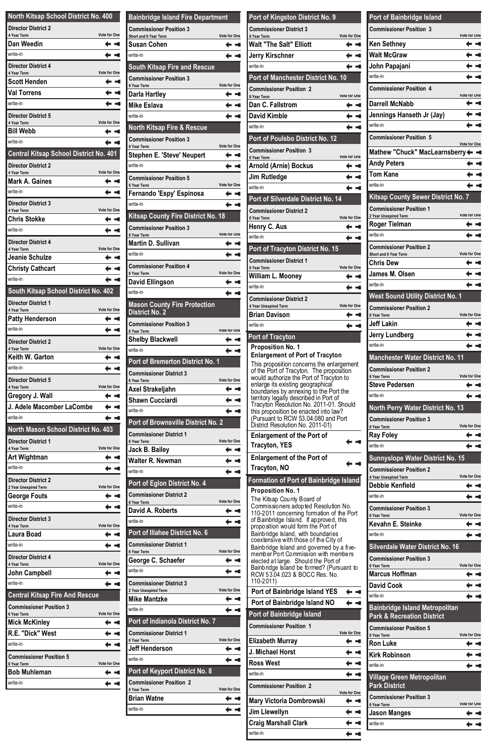## North Kitsap School District No. 400

**Director District 2**
4 Year Term — Vote for One

- Dan Weedin
- write-in

**Director District 4**
4 Year Term — Vote for One

- Scott Henden
- Val Torrens
- write-in

**Director District 5**
4 Year Term — Vote for One

- Bill Webb
- write-in

## Central Kitsap School District No. 401

**Director District 2**
4 Year Term — Vote for One

- Mark A. Gaines
- write-in

**Director District 3**
4 Year Term — Vote for One

- Chris Stokke
- write-in

**Director District 4**
4 Year Term — Vote for One

- Jeanie Schulze
- Christy Cathcart
- write-in

## South Kitsap School District No. 402

**Director District 1**
4 Year Term — Vote for One

- Patty Henderson
- write-in

**Director District 2**
4 Year Term — Vote for One

- Keith W. Garton
- write-in

**Director District 5**
4 Year Term — Vote for One

- Gregory J. Wall
- J. Adele Macomber LaCombe
- write-in

## North Mason School District No. 403

**Director District 1**
4 Year Term — Vote for One

- Art Wightman
- write-in

**Director District 2**
2 Year Unexpired Term — Vote for One

- George Fouts
- write-in

**Director District 3**
4 Year Term — Vote for One

- Laura Boad
- write-in

**Director District 4**
4 Year Term — Vote for One

- John Campbell
- write-in

## Central Kitsap Fire And Rescue

**Commissioner Position 3**
6 Year Term — Vote for One

- Mick McKinley
- R.E. "Dick" West
- write-in

**Commissioner Position 5**
6 Year Term — Vote for One

- Bob Muhleman
- write-in

## Bainbridge Island Fire Department

**Commissioner Position 3**
Short and 6 Year Term — Vote for One

- Susan Cohen
- write-in

## South Kitsap Fire and Rescue

**Commissioner Position 3**
6 Year Term — Vote for One

- Darla Hartley
- Mike Eslava
- write-in

## North Kitsap Fire & Rescue

**Commissioner Position 3**
6 Year Term — Vote for One

- Stephen E. 'Steve' Neupert
- write-in

**Commissioner Position 5**
6 Year Term — Vote for One

- Fernando 'Espy' Espinosa
- write-in

## Kitsap County Fire District No. 18

**Commissioner Position 3**
6 Year Term — Vote for One

- Martin D. Sullivan
- write-in

**Commissioner Position 4**
6 Year Term — Vote for One

- David Ellingson
- write-in

## Mason County Fire Protection District No. 2

**Commissioner Position 3**
6 Year Term — Vote for One

- Shelby Blackwell
- write-in

## Port of Bremerton District No. 1

**Commissioner District 3**
6 Year Term — Vote for One

- Axel Strakeljahn
- Shawn Cucciardi
- write-in

## Port of Brownsville District No. 2

**Commissioner District 1**
6 Year Term — Vote for One

- Jack B. Bailey
- Walter R. Newman
- write-in

## Port of Eglon District No. 4

**Commissioner District 2**
6 Year Term — Vote for One

- David A. Roberts
- write-in

## Port of Illahee District No. 6

**Commissioner District 1**
6 Year Term — Vote for One

- George C. Schaefer
- write-in

**Commissioner District 3**
2 Year Unexpired Term — Vote for One

- Mike Mantzke
- write-in

## Port of Indianola District No. 7

**Commissioner District 1**
6 Year Term — Vote for One

- Jeff Henderson
- write-in

## Port of Keyport District No. 8

**Commissioner Position 2**
6 Year Term — Vote for One

- Brian Watne
- write-in

## Port of Kingston District No. 9

**Commissioner District 3**
6 Year Term — Vote for One

- Walt "The Salt" Elliott
- Jerry Kirschner
- write-in

## Port of Manchester District No. 10

**Commissioner Position 2**
6 Year Term — Vote for One

- Dan C. Fallstrom
- David Kimble
- write-in

## Port of Poulsbo District No. 12

**Commissioner Position 3**
6 Year Term — Vote for One

- Arnold (Arnie) Bockus
- Jim Rutledge
- write-in

## Port of Silverdale District No. 14

**Commissioner District 2**
6 Year Term — Vote for One

- Henry C. Aus
- write-in

## Port of Tracyton District No. 15

**Commissioner District 1**
6 Year Term — Vote for One

- William L. Mooney
- write-in

**Commissioner District 2**
4 Year Unexpired Term — Vote for One

- Brian Davison
- write-in

## Port of Tracyton

**Proposition No. 1**
**Enlargement of Port of Tracyton**

This proposition concerns the enlargement of the Port of Tracyton. The proposition would authorize the Port of Tracyton to enlarge its existing geographical boundaries by annexing to the Port the territory legally described in Port of Tracyton Resolution No. 2011-01. Should this proposition be enacted into law? (Pursuant to RCW 53.04.080 and Port District Resolution No. 2011-01)

- Enlargement of the Port of Tracyton, YES
- Enlargement of the Port of Tracyton, NO

## Formation of Port of Bainbridge Island

**Proposition No. 1**

The Kitsap County Board of Commissioners adopted Resolution No. 110-2011 concerning formation of the Port of Bainbridge Island. If approved, this proposition would form the Port of Bainbridge Island, with boundaries coextensive with those of the City of Bainbridge Island and governed by a five-member Port Commission with members elected at large. Should the Port of Bainbridge Island be formed? (Pursuant to RCW 53.04.023 & BOCC Res. No. 110-2011)

- Port of Bainbridge Island YES
- Port of Bainbridge Island NO

## Port of Bainbridge Island

**Commissioner Position 1**
Vote for One

- Elizabeth Murray
- J. Michael Horst
- Ross West
- write-in

**Commissioner Position 2**
Vote for One

- Mary Victoria Dombrowski
- Jim Llewellyn
- Craig Marshall Clark
- write-in

**Commissioner Position 3**
Vote for One

- Ken Sethney
- Walt McGraw
- John Papajani
- write-in

**Commissioner Position 4**
Vote for One

- Darrell McNabb
- Jennings Hanseth Jr (Jay)
- write-in

**Commissioner Position 5**
Vote for One

- Mathew "Chuck" MacLearnsberry
- Andy Peters
- Tom Kane
- write-in

## Kitsap County Sewer District No. 7

**Commissioner Position 1**
2 Year Unexpired Term — Vote for One

- Roger Tielman
- write-in

**Commissioner Position 2**
Short and 6 Year Term — Vote for One

- Chris Dew
- James M. Olsen
- write-in

## West Sound Utility District No. 1

**Commissioner Position 2**
6 Year Term — Vote for One

- Jeff Lakin
- Jerry Lundberg
- write-in

## Manchester Water District No. 11

**Commissioner Position 2**
6 Year Term — Vote for One

- Steve Pedersen
- write-in

## North Perry Water District No. 13

**Commissioner Position 3**
6 Year Term — Vote for One

- Ray Foley
- write-in

## Sunnyslope Water District No. 15

**Commissioner Position 2**
4 Year Unexpired Term — Vote for One

- Debbie Kenfield
- write-in

**Commissioner Position 3**
6 Year Term — Vote for One

- Kevahn E. Steinke
- write-in

## Silverdale Water District No. 16

**Commissioner Position 3**
6 Year Term — Vote for One

- Marcus Hoffman
- David Cook
- write-in

## Bainbridge Island Metropolitan Park & Recreation District

**Commissioner Position 5**
6 Year Term — Vote for One

- Ron Luke
- Kirk Robinson
- write-in

## Village Green Metropolitan Park District

**Commissioner Position 3**
6 Year Term — Vote for One

- Jason Manges
- write-in